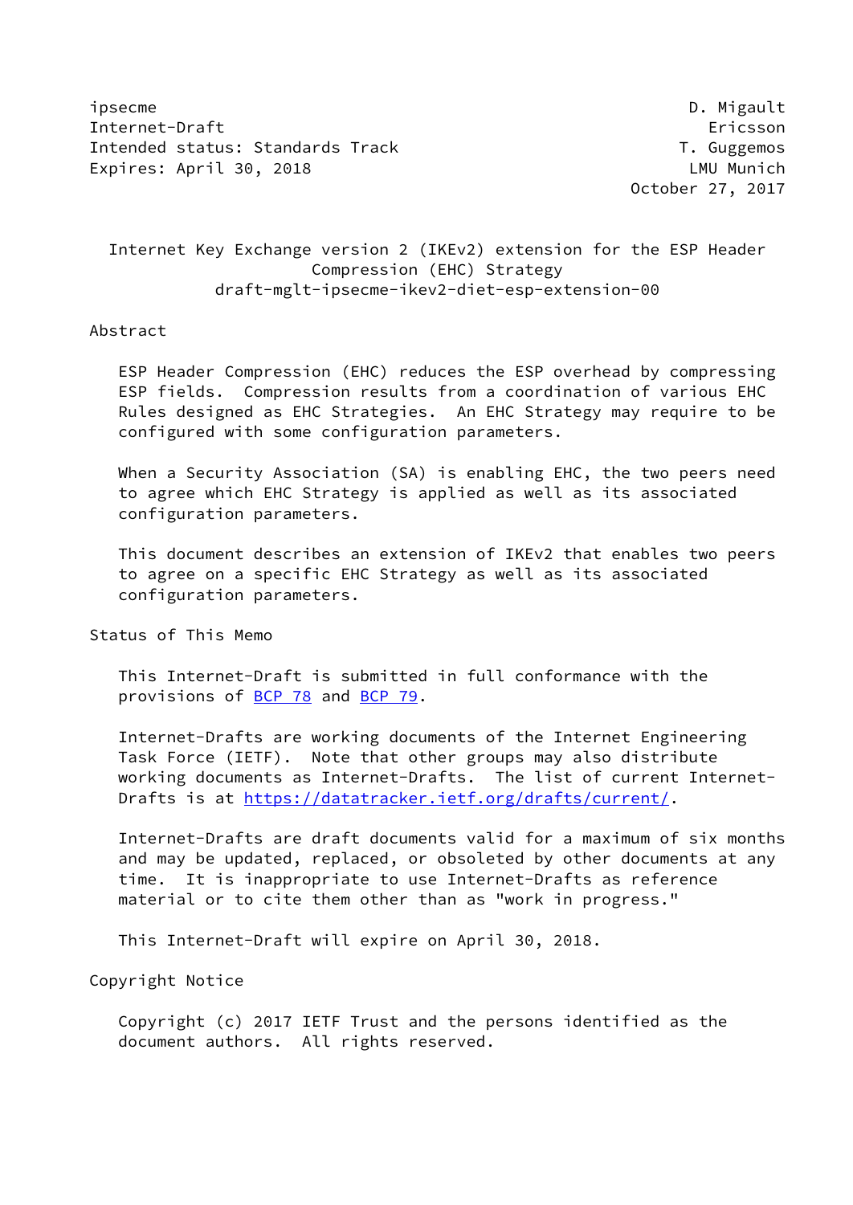ipsecme D. Migault
Internet-Draft Ericsson
Intended status: Standards Track T. Guggemos
Expires: April 30, 2018 LMU Munich
October 27, 2017

# Internet Key Exchange version 2 (IKEv2) extension for the ESP Header Compression (EHC) Strategy

draft-mglt-ipsecme-ikev2-diet-esp-extension-00

## Abstract

ESP Header Compression (EHC) reduces the ESP overhead by compressing ESP fields. Compression results from a coordination of various EHC Rules designed as EHC Strategies. An EHC Strategy may require to be configured with some configuration parameters.

When a Security Association (SA) is enabling EHC, the two peers need to agree which EHC Strategy is applied as well as its associated configuration parameters.

This document describes an extension of IKEv2 that enables two peers to agree on a specific EHC Strategy as well as its associated configuration parameters.

## Status of This Memo

This Internet-Draft is submitted in full conformance with the provisions of BCP 78 and BCP 79.

Internet-Drafts are working documents of the Internet Engineering Task Force (IETF). Note that other groups may also distribute working documents as Internet-Drafts. The list of current Internet-Drafts is at https://datatracker.ietf.org/drafts/current/.

Internet-Drafts are draft documents valid for a maximum of six months and may be updated, replaced, or obsoleted by other documents at any time. It is inappropriate to use Internet-Drafts as reference material or to cite them other than as "work in progress."

This Internet-Draft will expire on April 30, 2018.

## Copyright Notice

Copyright (c) 2017 IETF Trust and the persons identified as the document authors. All rights reserved.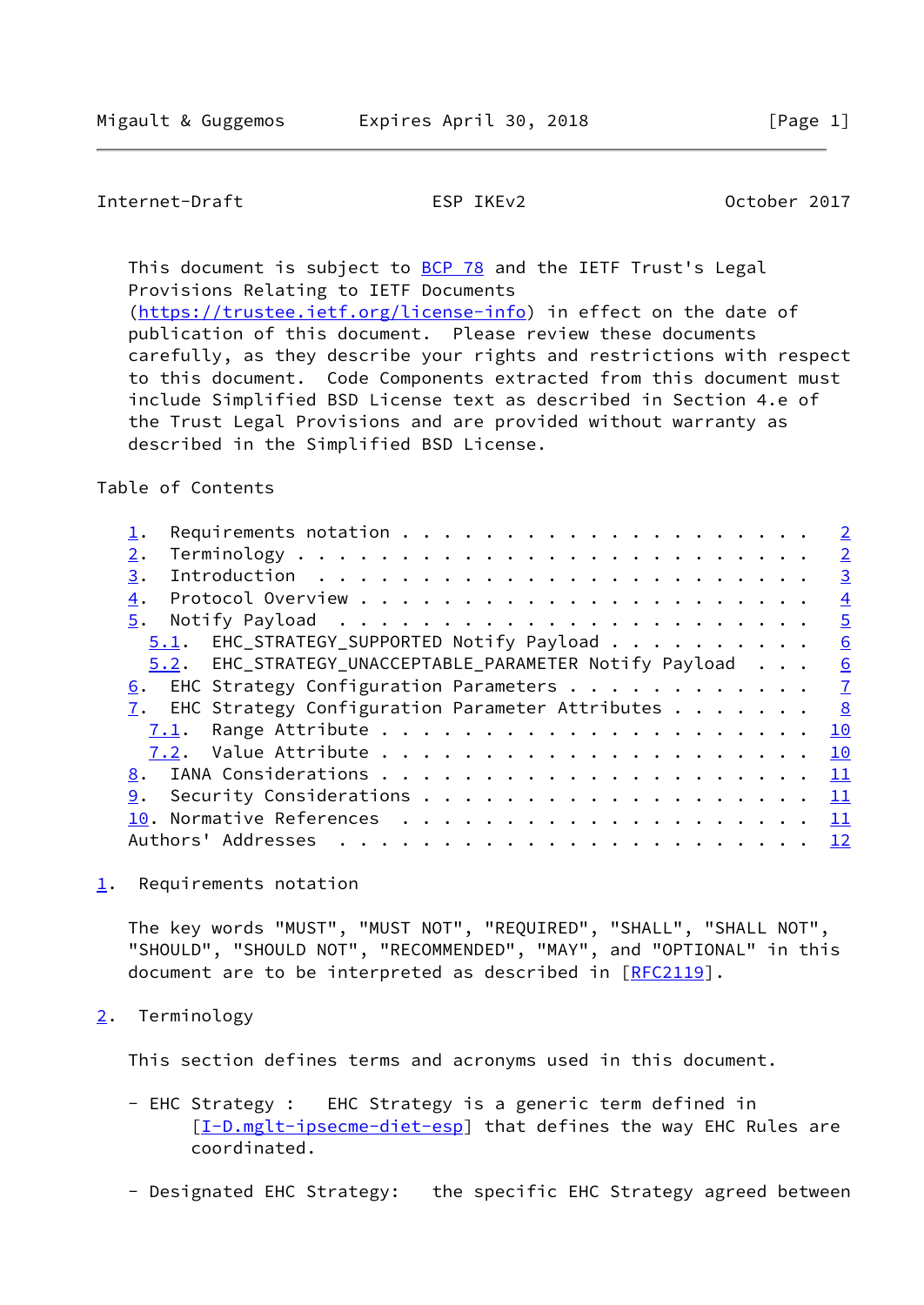This document is subject to BCP 78 and the IETF Trust's Legal Provisions Relating to IETF Documents (https://trustee.ietf.org/license-info) in effect on the date of publication of this document. Please review these documents carefully, as they describe your rights and restrictions with respect to this document. Code Components extracted from this document must include Simplified BSD License text as described in Section 4.e of the Trust Legal Provisions and are provided without warranty as described in the Simplified BSD License.

Table of Contents

- 1. Requirements notation . . . . . . . . . . . . . . . . . . . . 2
- 2. Terminology . . . . . . . . . . . . . . . . . . . . . . . . . 2
- 3. Introduction . . . . . . . . . . . . . . . . . . . . . . . . 3
- 4. Protocol Overview . . . . . . . . . . . . . . . . . . . . . . 4
- 5. Notify Payload . . . . . . . . . . . . . . . . . . . . . . . 5
  - 5.1. EHC_STRATEGY_SUPPORTED Notify Payload . . . . . . . . . . 6
  - 5.2. EHC_STRATEGY_UNACCEPTABLE_PARAMETER Notify Payload . . . 6
- 6. EHC Strategy Configuration Parameters . . . . . . . . . . . . 7
- 7. EHC Strategy Configuration Parameter Attributes . . . . . . . 8
  - 7.1. Range Attribute . . . . . . . . . . . . . . . . . . . . . 10
  - 7.2. Value Attribute . . . . . . . . . . . . . . . . . . . . . 10
- 8. IANA Considerations . . . . . . . . . . . . . . . . . . . . . 11
- 9. Security Considerations . . . . . . . . . . . . . . . . . . . 11
- 10. Normative References . . . . . . . . . . . . . . . . . . . . 11
- Authors' Addresses . . . . . . . . . . . . . . . . . . . . . . . 12

## 1. Requirements notation

The key words "MUST", "MUST NOT", "REQUIRED", "SHALL", "SHALL NOT", "SHOULD", "SHOULD NOT", "RECOMMENDED", "MAY", and "OPTIONAL" in this document are to be interpreted as described in [RFC2119].

## 2. Terminology

This section defines terms and acronyms used in this document.

- EHC Strategy : EHC Strategy is a generic term defined in [I-D.mglt-ipsecme-diet-esp] that defines the way EHC Rules are coordinated.

- Designated EHC Strategy: the specific EHC Strategy agreed between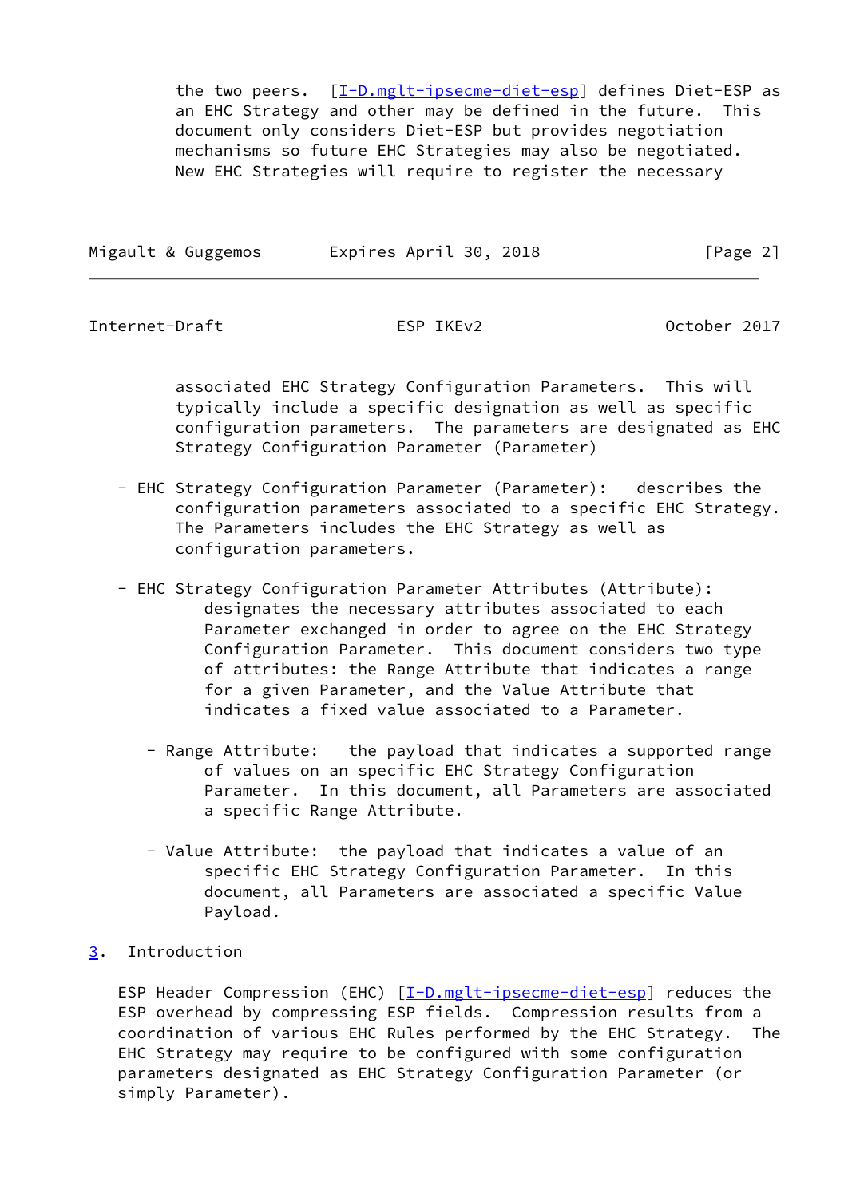the two peers. [I-D.mglt-ipsecme-diet-esp] defines Diet-ESP as an EHC Strategy and other may be defined in the future. This document only considers Diet-ESP but provides negotiation mechanisms so future EHC Strategies may also be negotiated. New EHC Strategies will require to register the necessary associated EHC Strategy Configuration Parameters. This will typically include a specific designation as well as specific configuration parameters. The parameters are designated as EHC Strategy Configuration Parameter (Parameter)

- EHC Strategy Configuration Parameter (Parameter): describes the configuration parameters associated to a specific EHC Strategy. The Parameters includes the EHC Strategy as well as configuration parameters.

- EHC Strategy Configuration Parameter Attributes (Attribute): designates the necessary attributes associated to each Parameter exchanged in order to agree on the EHC Strategy Configuration Parameter. This document considers two type of attributes: the Range Attribute that indicates a range for a given Parameter, and the Value Attribute that indicates a fixed value associated to a Parameter.

  - Range Attribute: the payload that indicates a supported range of values on an specific EHC Strategy Configuration Parameter. In this document, all Parameters are associated a specific Range Attribute.

  - Value Attribute: the payload that indicates a value of an specific EHC Strategy Configuration Parameter. In this document, all Parameters are associated a specific Value Payload.

## 3. Introduction

ESP Header Compression (EHC) [I-D.mglt-ipsecme-diet-esp] reduces the ESP overhead by compressing ESP fields. Compression results from a coordination of various EHC Rules performed by the EHC Strategy. The EHC Strategy may require to be configured with some configuration parameters designated as EHC Strategy Configuration Parameter (or simply Parameter).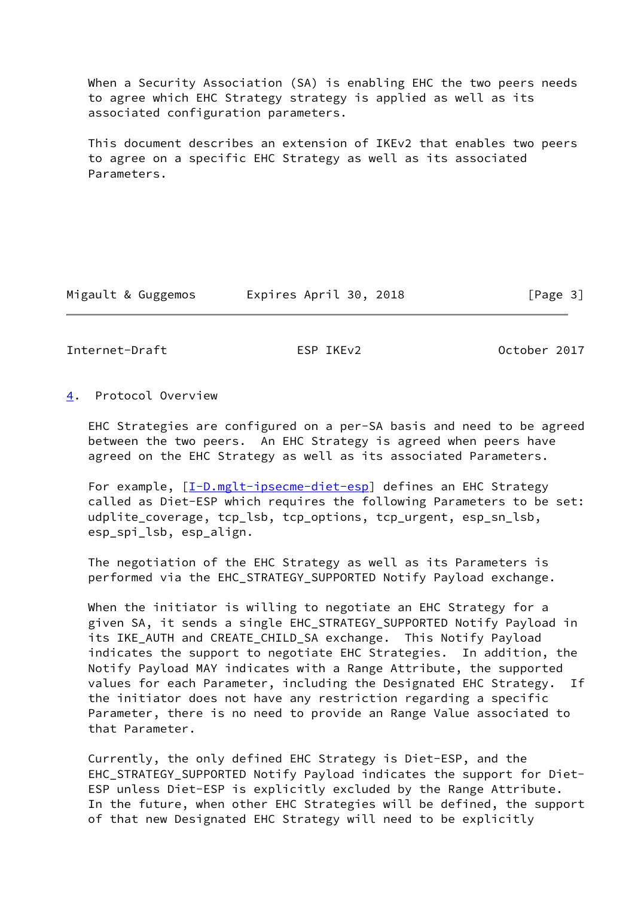When a Security Association (SA) is enabling EHC the two peers needs to agree which EHC Strategy strategy is applied as well as its associated configuration parameters.

This document describes an extension of IKEv2 that enables two peers to agree on a specific EHC Strategy as well as its associated Parameters.

## 4. Protocol Overview

EHC Strategies are configured on a per-SA basis and need to be agreed between the two peers. An EHC Strategy is agreed when peers have agreed on the EHC Strategy as well as its associated Parameters.

For example, [I-D.mglt-ipsecme-diet-esp] defines an EHC Strategy called as Diet-ESP which requires the following Parameters to be set: udplite_coverage, tcp_lsb, tcp_options, tcp_urgent, esp_sn_lsb, esp_spi_lsb, esp_align.

The negotiation of the EHC Strategy as well as its Parameters is performed via the EHC_STRATEGY_SUPPORTED Notify Payload exchange.

When the initiator is willing to negotiate an EHC Strategy for a given SA, it sends a single EHC_STRATEGY_SUPPORTED Notify Payload in its IKE_AUTH and CREATE_CHILD_SA exchange. This Notify Payload indicates the support to negotiate EHC Strategies. In addition, the Notify Payload MAY indicates with a Range Attribute, the supported values for each Parameter, including the Designated EHC Strategy. If the initiator does not have any restriction regarding a specific Parameter, there is no need to provide an Range Value associated to that Parameter.

Currently, the only defined EHC Strategy is Diet-ESP, and the EHC_STRATEGY_SUPPORTED Notify Payload indicates the support for Diet-ESP unless Diet-ESP is explicitly excluded by the Range Attribute. In the future, when other EHC Strategies will be defined, the support of that new Designated EHC Strategy will need to be explicitly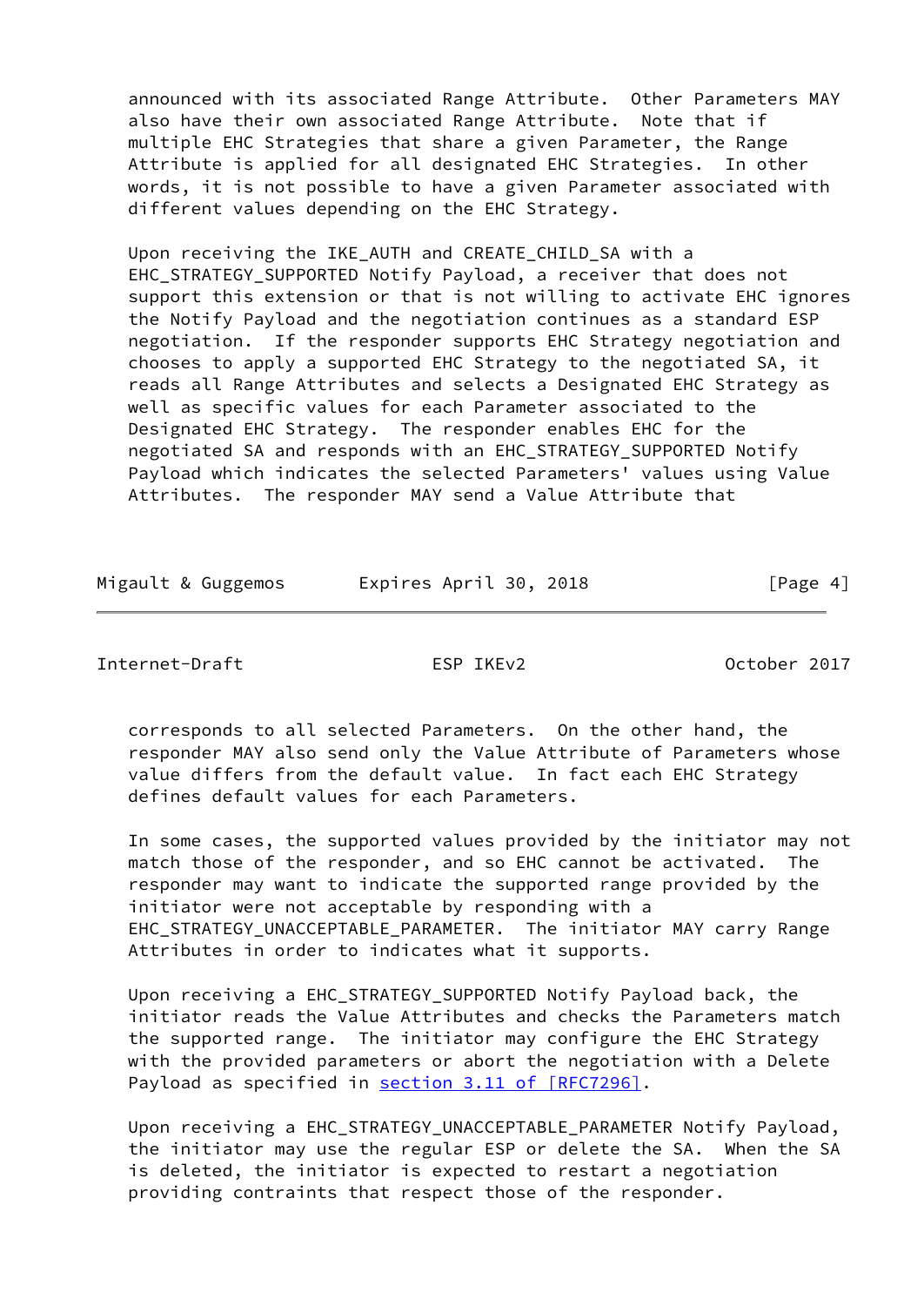announced with its associated Range Attribute. Other Parameters MAY also have their own associated Range Attribute. Note that if multiple EHC Strategies that share a given Parameter, the Range Attribute is applied for all designated EHC Strategies. In other words, it is not possible to have a given Parameter associated with different values depending on the EHC Strategy.

Upon receiving the IKE_AUTH and CREATE_CHILD_SA with a EHC_STRATEGY_SUPPORTED Notify Payload, a receiver that does not support this extension or that is not willing to activate EHC ignores the Notify Payload and the negotiation continues as a standard ESP negotiation. If the responder supports EHC Strategy negotiation and chooses to apply a supported EHC Strategy to the negotiated SA, it reads all Range Attributes and selects a Designated EHC Strategy as well as specific values for each Parameter associated to the Designated EHC Strategy. The responder enables EHC for the negotiated SA and responds with an EHC_STRATEGY_SUPPORTED Notify Payload which indicates the selected Parameters' values using Value Attributes. The responder MAY send a Value Attribute that corresponds to all selected Parameters. On the other hand, the responder MAY also send only the Value Attribute of Parameters whose value differs from the default value. In fact each EHC Strategy defines default values for each Parameters.

In some cases, the supported values provided by the initiator may not match those of the responder, and so EHC cannot be activated. The responder may want to indicate the supported range provided by the initiator were not acceptable by responding with a EHC_STRATEGY_UNACCEPTABLE_PARAMETER. The initiator MAY carry Range Attributes in order to indicates what it supports.

Upon receiving a EHC_STRATEGY_SUPPORTED Notify Payload back, the initiator reads the Value Attributes and checks the Parameters match the supported range. The initiator may configure the EHC Strategy with the provided parameters or abort the negotiation with a Delete Payload as specified in section 3.11 of [RFC7296].

Upon receiving a EHC_STRATEGY_UNACCEPTABLE_PARAMETER Notify Payload, the initiator may use the regular ESP or delete the SA. When the SA is deleted, the initiator is expected to restart a negotiation providing contraints that respect those of the responder.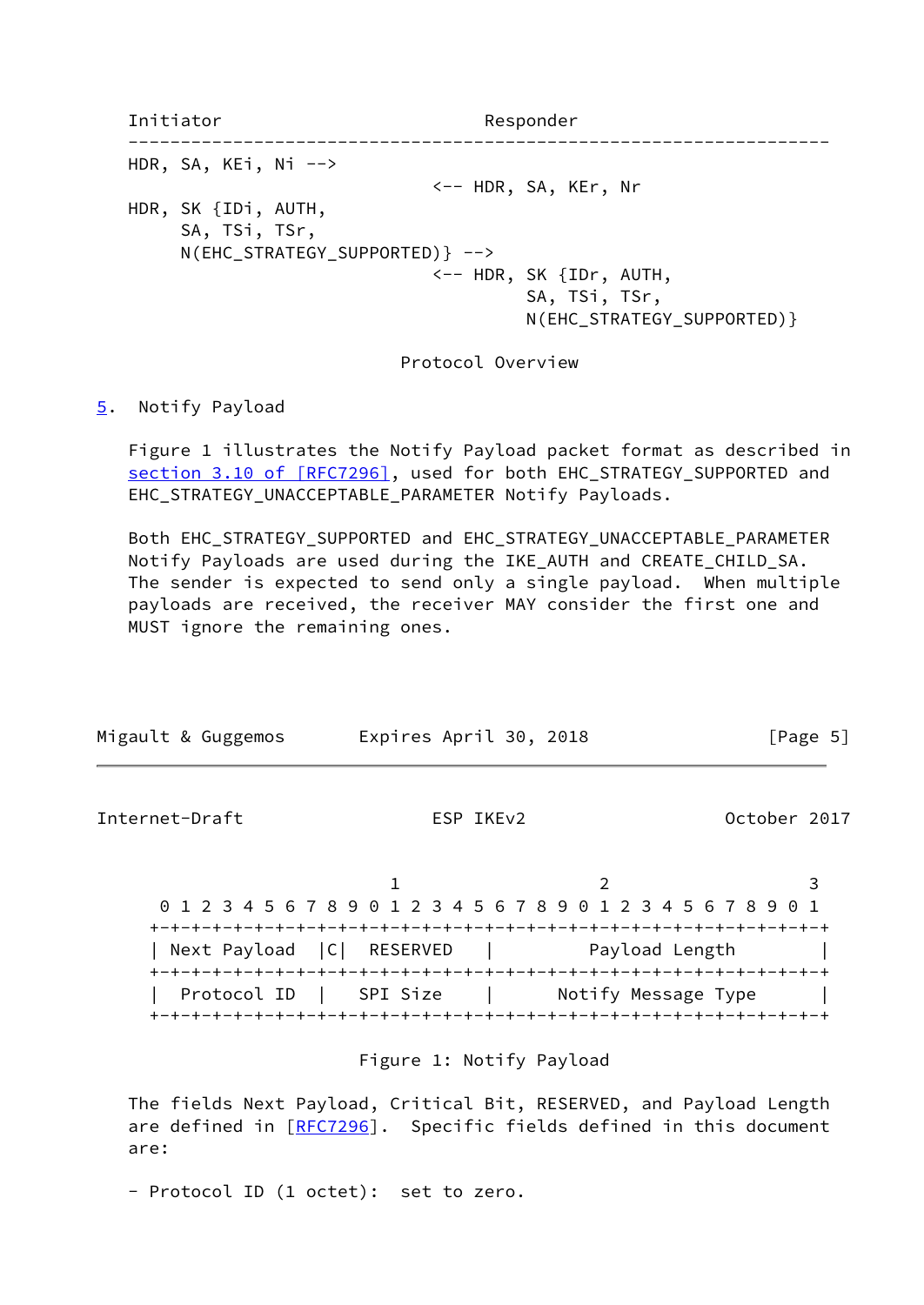```
Initiator                             Responder
-------------------------------------------------------------------
HDR, SA, KEi, Ni -->
                                 <-- HDR, SA, KEr, Nr
HDR, SK {IDi, AUTH,
     SA, TSi, TSr,
     N(EHC_STRATEGY_SUPPORTED)} -->
                                 <-- HDR, SK {IDr, AUTH,
                                          SA, TSi, TSr,
                                          N(EHC_STRATEGY_SUPPORTED)}
```

Protocol Overview

## 5. Notify Payload

Figure 1 illustrates the Notify Payload packet format as described in section 3.10 of [RFC7296], used for both EHC_STRATEGY_SUPPORTED and EHC_STRATEGY_UNACCEPTABLE_PARAMETER Notify Payloads.

Both EHC_STRATEGY_SUPPORTED and EHC_STRATEGY_UNACCEPTABLE_PARAMETER Notify Payloads are used during the IKE_AUTH and CREATE_CHILD_SA. The sender is expected to send only a single payload. When multiple payloads are received, the receiver MAY consider the first one and MUST ignore the remaining ones.

```
                     1                   2                   3
 0 1 2 3 4 5 6 7 8 9 0 1 2 3 4 5 6 7 8 9 0 1 2 3 4 5 6 7 8 9 0 1
+-+-+-+-+-+-+-+-+-+-+-+-+-+-+-+-+-+-+-+-+-+-+-+-+-+-+-+-+-+-+-+-+
| Next Payload  |C|  RESERVED   |         Payload Length          |
+-+-+-+-+-+-+-+-+-+-+-+-+-+-+-+-+-+-+-+-+-+-+-+-+-+-+-+-+-+-+-+-+
|  Protocol ID  |   SPI Size    |      Notify Message Type        |
+-+-+-+-+-+-+-+-+-+-+-+-+-+-+-+-+-+-+-+-+-+-+-+-+-+-+-+-+-+-+-+-+
```

Figure 1: Notify Payload

The fields Next Payload, Critical Bit, RESERVED, and Payload Length are defined in [RFC7296]. Specific fields defined in this document are:

- Protocol ID (1 octet): set to zero.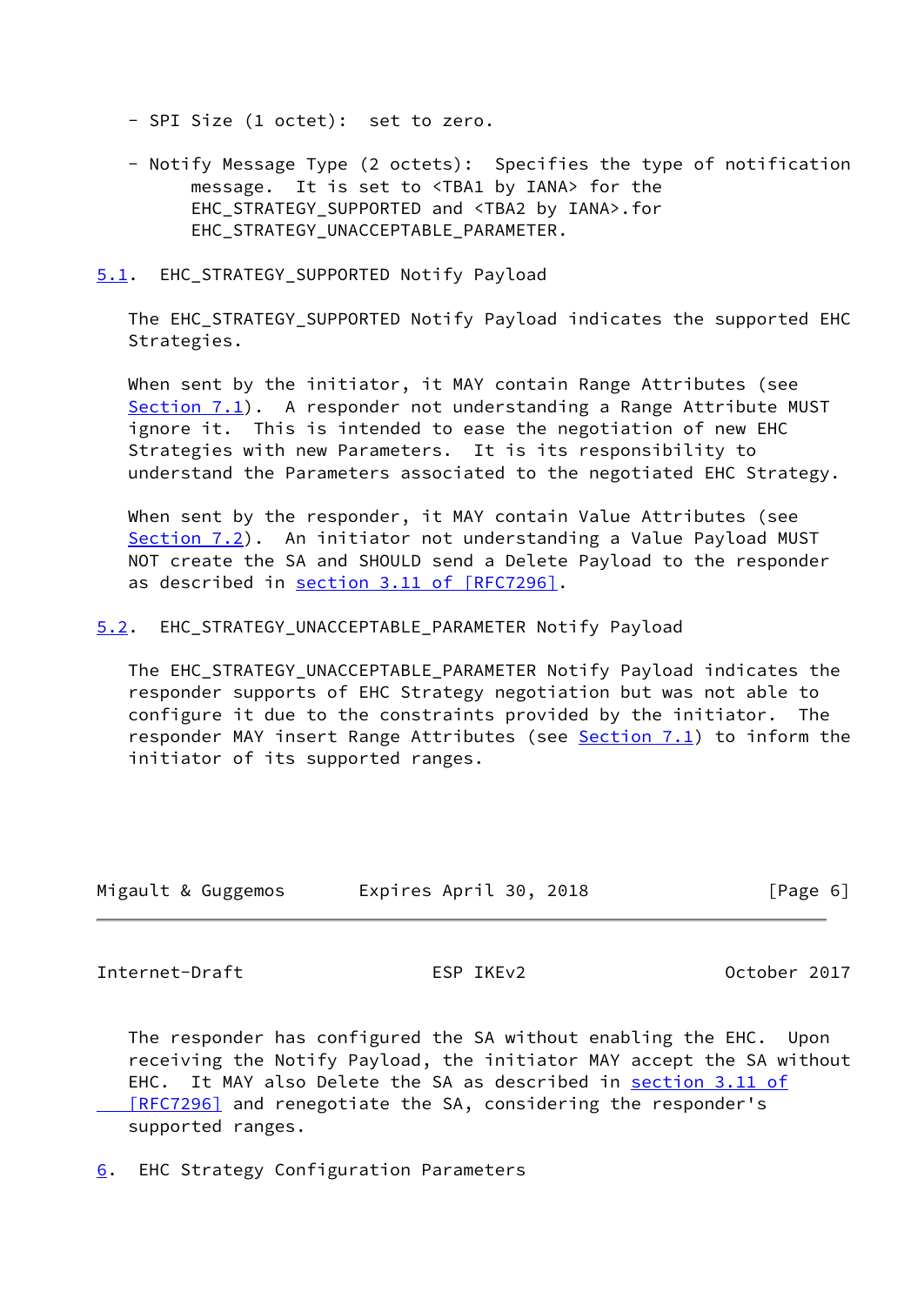- SPI Size (1 octet): set to zero.

- Notify Message Type (2 octets): Specifies the type of notification message. It is set to <TBA1 by IANA> for the EHC_STRATEGY_SUPPORTED and <TBA2 by IANA>.for EHC_STRATEGY_UNACCEPTABLE_PARAMETER.

## 5.1. EHC_STRATEGY_SUPPORTED Notify Payload

The EHC_STRATEGY_SUPPORTED Notify Payload indicates the supported EHC Strategies.

When sent by the initiator, it MAY contain Range Attributes (see Section 7.1). A responder not understanding a Range Attribute MUST ignore it. This is intended to ease the negotiation of new EHC Strategies with new Parameters. It is its responsibility to understand the Parameters associated to the negotiated EHC Strategy.

When sent by the responder, it MAY contain Value Attributes (see Section 7.2). An initiator not understanding a Value Payload MUST NOT create the SA and SHOULD send a Delete Payload to the responder as described in section 3.11 of [RFC7296].

## 5.2. EHC_STRATEGY_UNACCEPTABLE_PARAMETER Notify Payload

The EHC_STRATEGY_UNACCEPTABLE_PARAMETER Notify Payload indicates the responder supports of EHC Strategy negotiation but was not able to configure it due to the constraints provided by the initiator. The responder MAY insert Range Attributes (see Section 7.1) to inform the initiator of its supported ranges.

The responder has configured the SA without enabling the EHC. Upon receiving the Notify Payload, the initiator MAY accept the SA without EHC. It MAY also Delete the SA as described in section 3.11 of [RFC7296] and renegotiate the SA, considering the responder's supported ranges.

# 6. EHC Strategy Configuration Parameters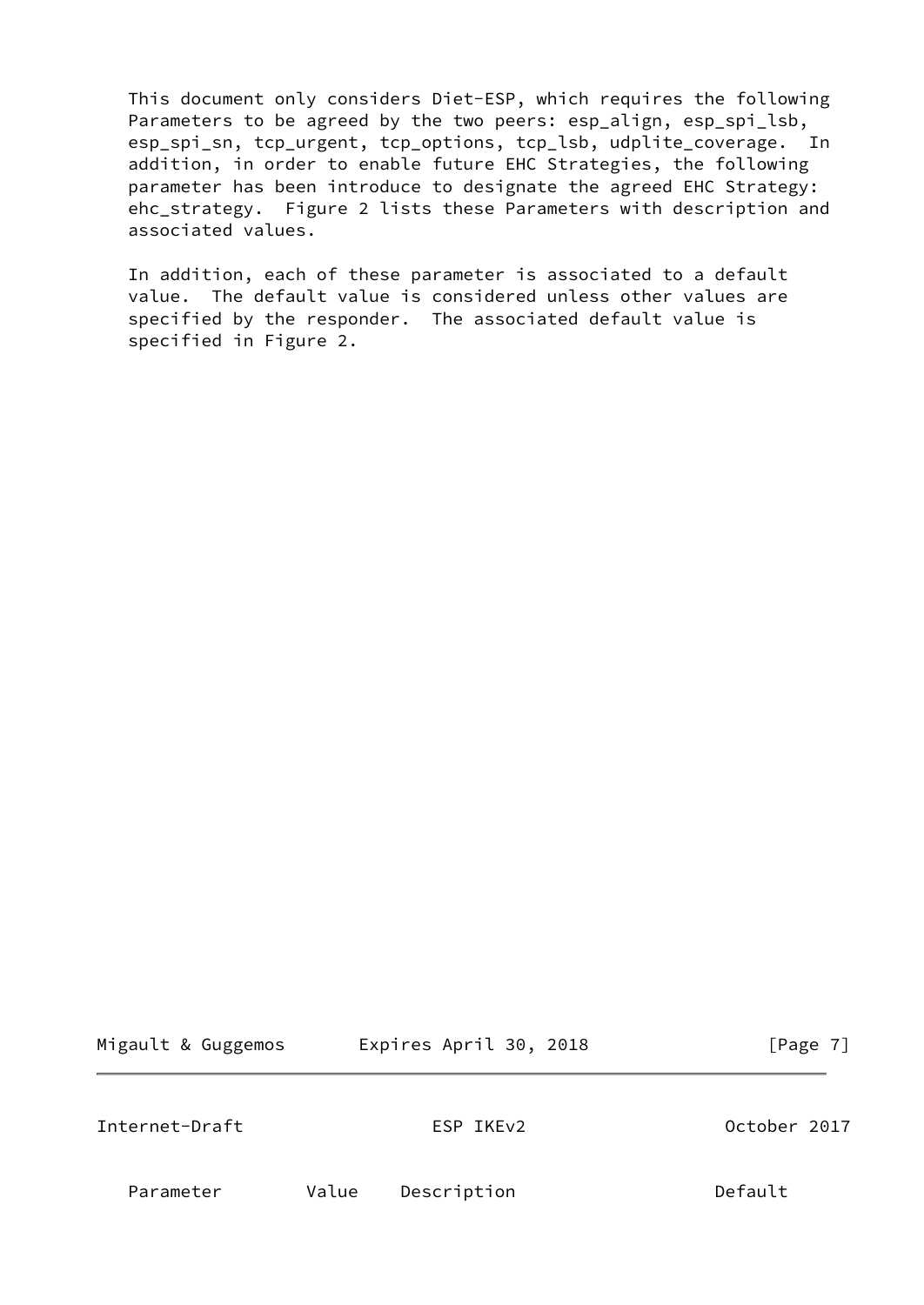This document only considers Diet-ESP, which requires the following Parameters to be agreed by the two peers: esp_align, esp_spi_lsb, esp_spi_sn, tcp_urgent, tcp_options, tcp_lsb, udplite_coverage. In addition, in order to enable future EHC Strategies, the following parameter has been introduce to designate the agreed EHC Strategy: ehc_strategy. Figure 2 lists these Parameters with description and associated values.

In addition, each of these parameter is associated to a default value. The default value is considered unless other values are specified by the responder. The associated default value is specified in Figure 2.

| Parameter | Value | Description | Default |
| --- | --- | --- | --- |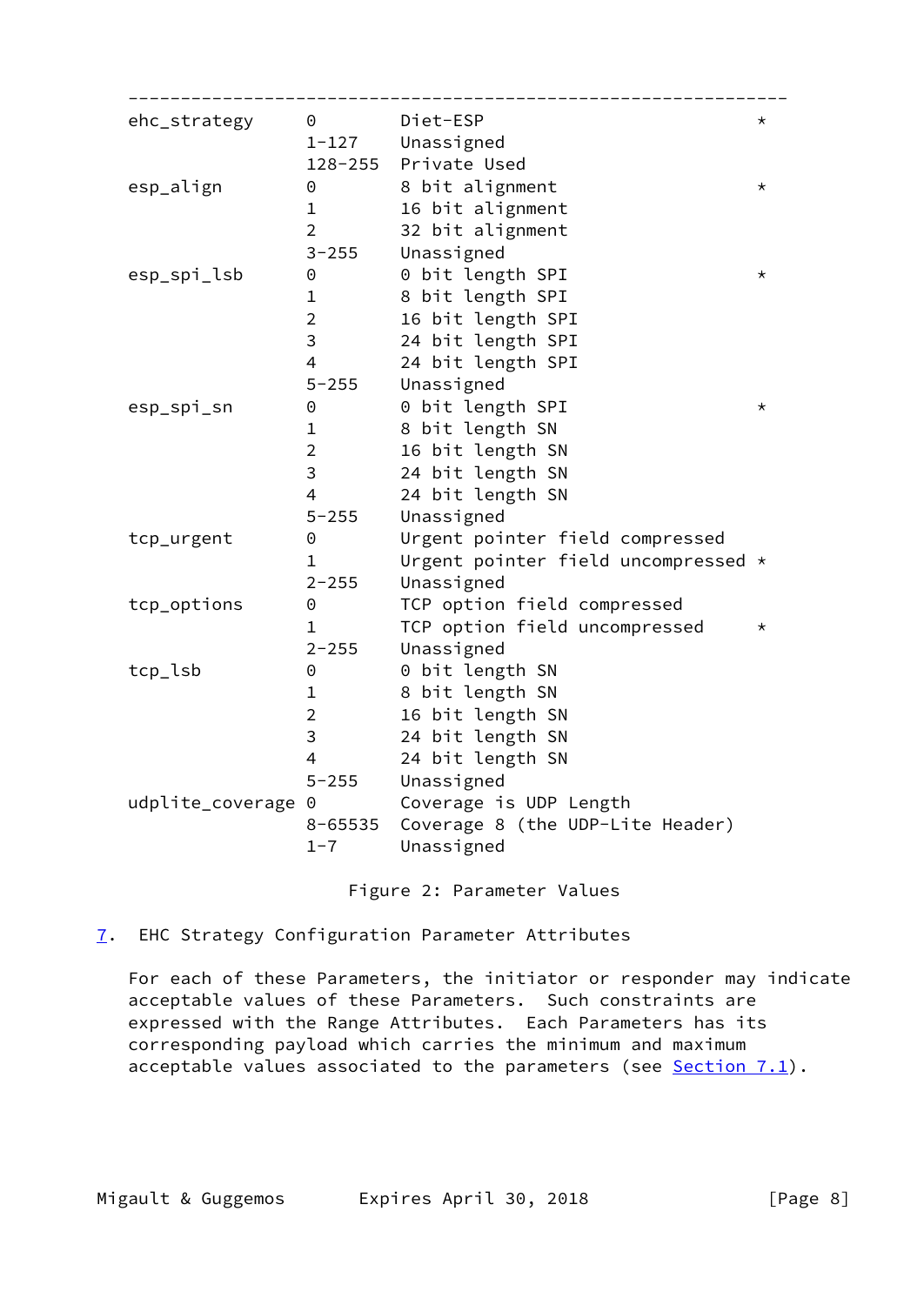```
   ---------------------------------------------------------------
   ehc_strategy     0        Diet-ESP                           *
                    1-127    Unassigned
                    128-255  Private Used
   esp_align        0        8 bit alignment                    *
                    1        16 bit alignment
                    2        32 bit alignment
                    3-255    Unassigned
   esp_spi_lsb      0        0 bit length SPI                   *
                    1        8 bit length SPI
                    2        16 bit length SPI
                    3        24 bit length SPI
                    4        24 bit length SPI
                    5-255    Unassigned
   esp_spi_sn       0        0 bit length SPI                   *
                    1        8 bit length SN
                    2        16 bit length SN
                    3        24 bit length SN
                    4        24 bit length SN
                    5-255    Unassigned
   tcp_urgent       0        Urgent pointer field compressed
                    1        Urgent pointer field uncompressed *
                    2-255    Unassigned
   tcp_options      0        TCP option field compressed
                    1        TCP option field uncompressed      *
                    2-255    Unassigned
   tcp_lsb          0        0 bit length SN
                    1        8 bit length SN
                    2        16 bit length SN
                    3        24 bit length SN
                    4        24 bit length SN
                    5-255    Unassigned
   udplite_coverage 0        Coverage is UDP Length
                    8-65535  Coverage 8 (the UDP-Lite Header)
                    1-7      Unassigned
```

Figure 2: Parameter Values

## 7. EHC Strategy Configuration Parameter Attributes

For each of these Parameters, the initiator or responder may indicate acceptable values of these Parameters. Such constraints are expressed with the Range Attributes. Each Parameters has its corresponding payload which carries the minimum and maximum acceptable values associated to the parameters (see Section 7.1).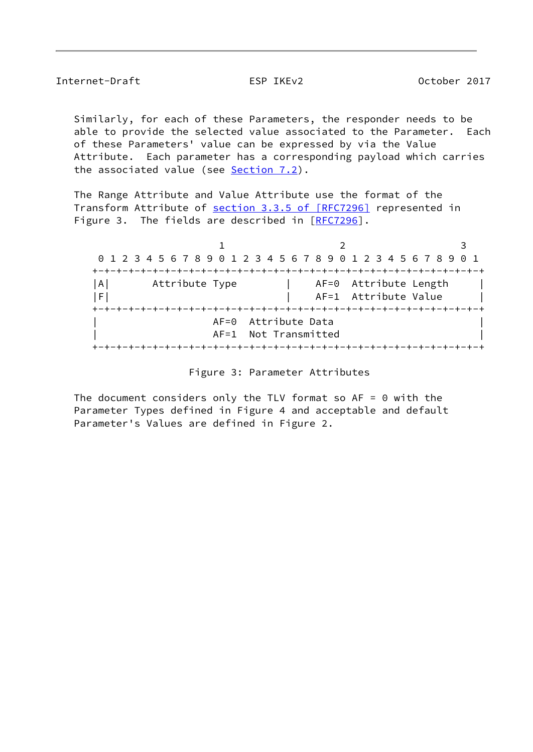Similarly, for each of these Parameters, the responder needs to be able to provide the selected value associated to the Parameter. Each of these Parameters' value can be expressed by via the Value Attribute. Each parameter has a corresponding payload which carries the associated value (see Section 7.2).

The Range Attribute and Value Attribute use the format of the Transform Attribute of section 3.3.5 of [RFC7296] represented in Figure 3. The fields are described in [RFC7296].

```
                     1                   2                   3
 0 1 2 3 4 5 6 7 8 9 0 1 2 3 4 5 6 7 8 9 0 1 2 3 4 5 6 7 8 9 0 1
+-+-+-+-+-+-+-+-+-+-+-+-+-+-+-+-+-+-+-+-+-+-+-+-+-+-+-+-+-+-+-+-+
|A|       Attribute Type        |    AF=0  Attribute Length     |
|F|                             |    AF=1  Attribute Value      |
+-+-+-+-+-+-+-+-+-+-+-+-+-+-+-+-+-+-+-+-+-+-+-+-+-+-+-+-+-+-+-+-+
|                   AF=0  Attribute Data                        |
|                   AF=1  Not Transmitted                       |
+-+-+-+-+-+-+-+-+-+-+-+-+-+-+-+-+-+-+-+-+-+-+-+-+-+-+-+-+-+-+-+-+
```

Figure 3: Parameter Attributes

The document considers only the TLV format so AF = 0 with the Parameter Types defined in Figure 4 and acceptable and default Parameter's Values are defined in Figure 2.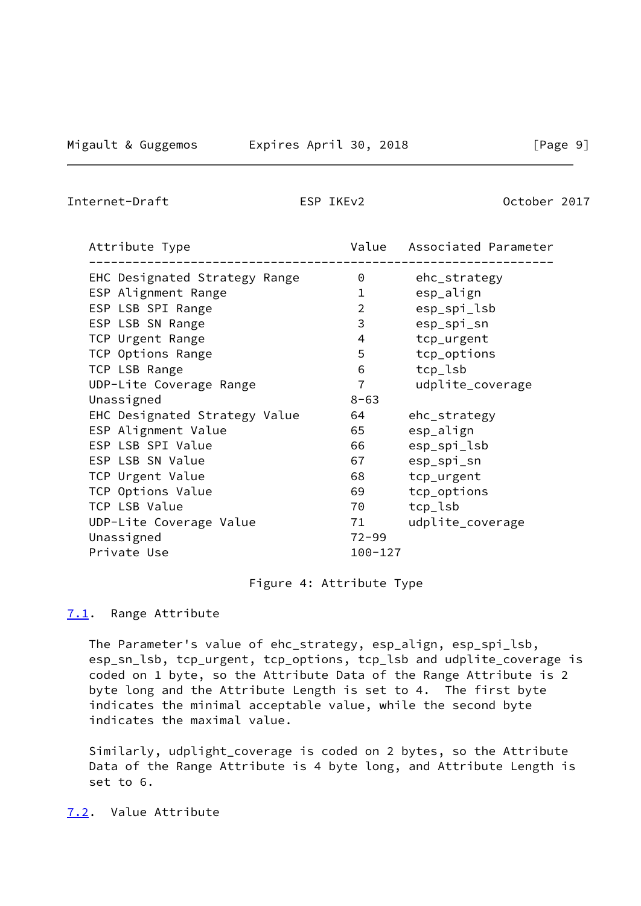| Attribute Type | Value | Associated Parameter |
| --- | --- | --- |
| EHC Designated Strategy Range | 0 | ehc_strategy |
| ESP Alignment Range | 1 | esp_align |
| ESP LSB SPI Range | 2 | esp_spi_lsb |
| ESP LSB SN Range | 3 | esp_spi_sn |
| TCP Urgent Range | 4 | tcp_urgent |
| TCP Options Range | 5 | tcp_options |
| TCP LSB Range | 6 | tcp_lsb |
| UDP-Lite Coverage Range | 7 | udplite_coverage |
| Unassigned | 8-63 | |
| EHC Designated Strategy Value | 64 | ehc_strategy |
| ESP Alignment Value | 65 | esp_align |
| ESP LSB SPI Value | 66 | esp_spi_lsb |
| ESP LSB SN Value | 67 | esp_spi_sn |
| TCP Urgent Value | 68 | tcp_urgent |
| TCP Options Value | 69 | tcp_options |
| TCP LSB Value | 70 | tcp_lsb |
| UDP-Lite Coverage Value | 71 | udplite_coverage |
| Unassigned | 72-99 | |
| Private Use | 100-127 | |

Figure 4: Attribute Type

## 7.1. Range Attribute

The Parameter's value of ehc_strategy, esp_align, esp_spi_lsb, esp_sn_lsb, tcp_urgent, tcp_options, tcp_lsb and udplite_coverage is coded on 1 byte, so the Attribute Data of the Range Attribute is 2 byte long and the Attribute Length is set to 4. The first byte indicates the minimal acceptable value, while the second byte indicates the maximal value.

Similarly, udplight_coverage is coded on 2 bytes, so the Attribute Data of the Range Attribute is 4 byte long, and Attribute Length is set to 6.

## 7.2. Value Attribute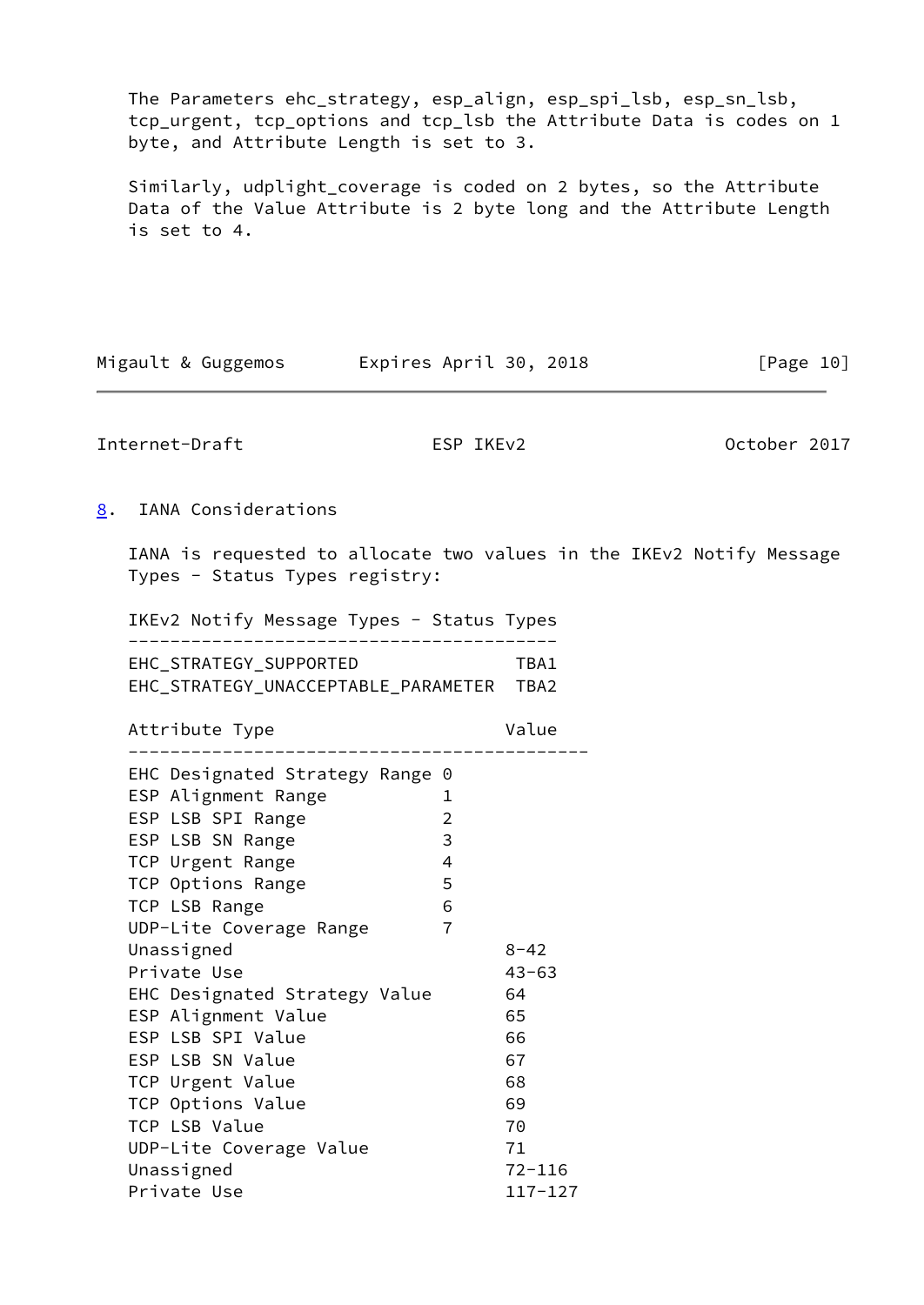The Parameters ehc_strategy, esp_align, esp_spi_lsb, esp_sn_lsb, tcp_urgent, tcp_options and tcp_lsb the Attribute Data is codes on 1 byte, and Attribute Length is set to 3.

Similarly, udplight_coverage is coded on 2 bytes, so the Attribute Data of the Value Attribute is 2 byte long and the Attribute Length is set to 4.

## 8. IANA Considerations

IANA is requested to allocate two values in the IKEv2 Notify Message Types - Status Types registry:

| IKEv2 Notify Message Types - Status Types | |
|---|---|
| EHC_STRATEGY_SUPPORTED | TBA1 |
| EHC_STRATEGY_UNACCEPTABLE_PARAMETER | TBA2 |

| Attribute Type | Value |
|---|---|
| EHC Designated Strategy Range | 0 |
| ESP Alignment Range | 1 |
| ESP LSB SPI Range | 2 |
| ESP LSB SN Range | 3 |
| TCP Urgent Range | 4 |
| TCP Options Range | 5 |
| TCP LSB Range | 6 |
| UDP-Lite Coverage Range | 7 |
| Unassigned | 8-42 |
| Private Use | 43-63 |
| EHC Designated Strategy Value | 64 |
| ESP Alignment Value | 65 |
| ESP LSB SPI Value | 66 |
| ESP LSB SN Value | 67 |
| TCP Urgent Value | 68 |
| TCP Options Value | 69 |
| TCP LSB Value | 70 |
| UDP-Lite Coverage Value | 71 |
| Unassigned | 72-116 |
| Private Use | 117-127 |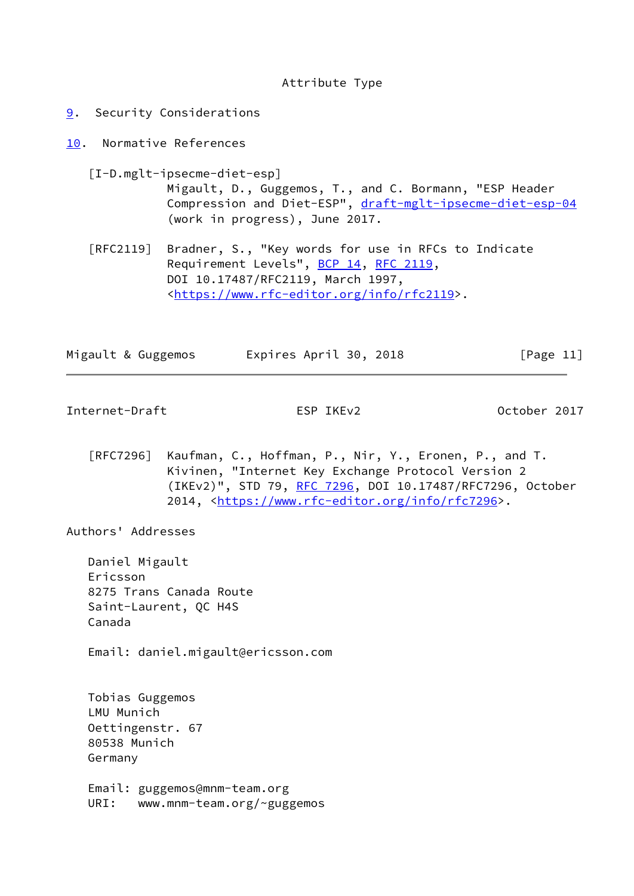Attribute Type

## 9. Security Considerations

## 10. Normative References

[I-D.mglt-ipsecme-diet-esp]
Migault, D., Guggemos, T., and C. Bormann, "ESP Header Compression and Diet-ESP", draft-mglt-ipsecme-diet-esp-04 (work in progress), June 2017.

[RFC2119] Bradner, S., "Key words for use in RFCs to Indicate Requirement Levels", BCP 14, RFC 2119, DOI 10.17487/RFC2119, March 1997, <https://www.rfc-editor.org/info/rfc2119>.

[RFC7296] Kaufman, C., Hoffman, P., Nir, Y., Eronen, P., and T. Kivinen, "Internet Key Exchange Protocol Version 2 (IKEv2)", STD 79, RFC 7296, DOI 10.17487/RFC7296, October 2014, <https://www.rfc-editor.org/info/rfc7296>.

## Authors' Addresses

Daniel Migault
Ericsson
8275 Trans Canada Route
Saint-Laurent, QC H4S
Canada

Email: daniel.migault@ericsson.com

Tobias Guggemos
LMU Munich
Oettingenstr. 67
80538 Munich
Germany

Email: guggemos@mnm-team.org
URI: www.mnm-team.org/~guggemos